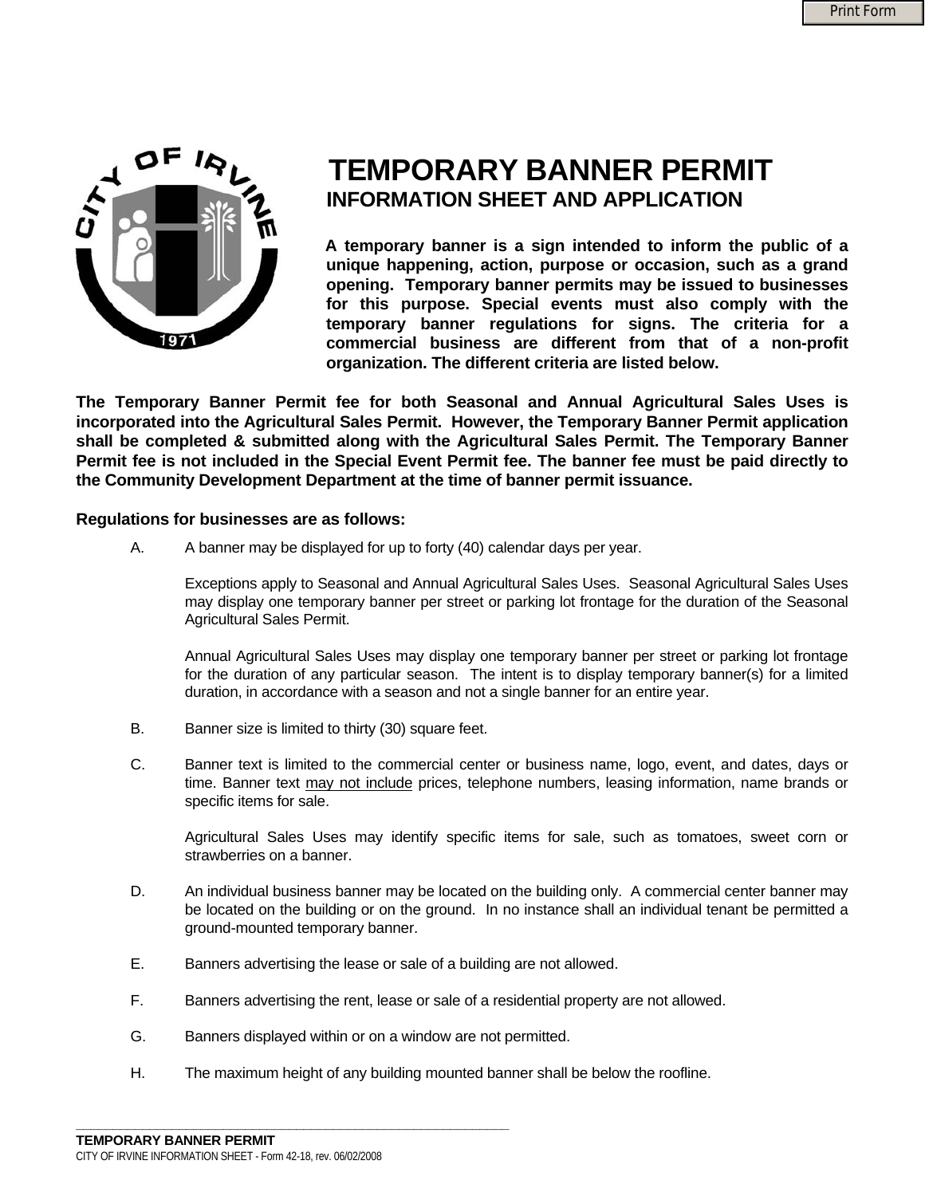# TEMPORARY BANNER PERMIT

## INFORMATION SHEET AND APPLICATION

**A temporary banner is a sign intended to inform the public of a unique happening, action, purpose or occasion, such as a grand opening. Temporary banner permits may be issued to businesses for this purpose. Special events must also comply with the temporary banner regulations for signs. The criteria for a commercial business are different from that of a non-profit organization. The different criteria are listed below.**

**The Temporary Banner Permit fee for both Seasonal and Annual Agricultural Sales Uses is incorporated into the Agricultural Sales Permit. However, the Temporary Banner Permit application shall be completed & submitted along with the Agricultural Sales Permit. The Temporary Banner Permit fee is not included in the Special Event Permit fee. The banner fee must be paid directly to the Community Development Department at the time of banner permit issuance.**

**Regulations for businesses are as follows:**

A. A banner may be displayed for up to forty (40) calendar days per year.

   Exceptions apply to Seasonal and Annual Agricultural Sales Uses. Seasonal Agricultural Sales Uses may display one temporary banner per street or parking lot frontage for the duration of the Seasonal Agricultural Sales Permit.

   Annual Agricultural Sales Uses may display one temporary banner per street or parking lot frontage for the duration of any particular season. The intent is to display temporary banner(s) for a limited duration, in accordance with a season and not a single banner for an entire year.

B. Banner size is limited to thirty (30) square feet.

C. Banner text is limited to the commercial center or business name, logo, event, and dates, days or time. Banner text <u>may not include</u> prices, telephone numbers, leasing information, name brands or specific items for sale.

   Agricultural Sales Uses may identify specific items for sale, such as tomatoes, sweet corn or strawberries on a banner.

D. An individual business banner may be located on the building only. A commercial center banner may be located on the building or on the ground. In no instance shall an individual tenant be permitted a ground-mounted temporary banner.

E. Banners advertising the lease or sale of a building are not allowed.

F. Banners advertising the rent, lease or sale of a residential property are not allowed.

G. Banners displayed within or on a window are not permitted.

H. The maximum height of any building mounted banner shall be below the roofline.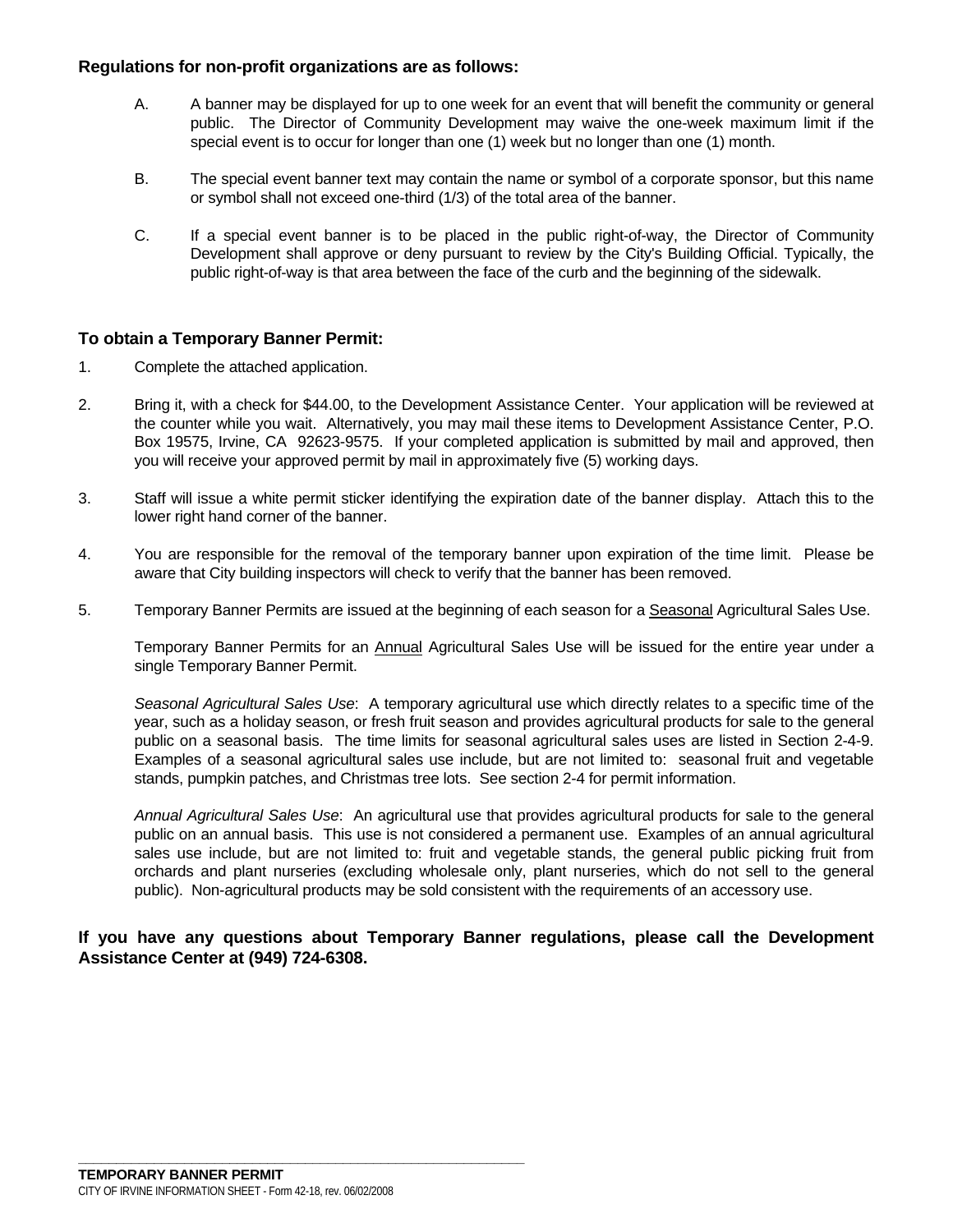**Regulations for non-profit organizations are as follows:**

A. A banner may be displayed for up to one week for an event that will benefit the community or general public. The Director of Community Development may waive the one-week maximum limit if the special event is to occur for longer than one (1) week but no longer than one (1) month.

B. The special event banner text may contain the name or symbol of a corporate sponsor, but this name or symbol shall not exceed one-third (1/3) of the total area of the banner.

C. If a special event banner is to be placed in the public right-of-way, the Director of Community Development shall approve or deny pursuant to review by the City's Building Official. Typically, the public right-of-way is that area between the face of the curb and the beginning of the sidewalk.

### To obtain a Temporary Banner Permit:

1. Complete the attached application.

2. Bring it, with a check for $44.00, to the Development Assistance Center. Your application will be reviewed at the counter while you wait. Alternatively, you may mail these items to Development Assistance Center, P.O. Box 19575, Irvine, CA 92623-9575. If your completed application is submitted by mail and approved, then you will receive your approved permit by mail in approximately five (5) working days.

3. Staff will issue a white permit sticker identifying the expiration date of the banner display. Attach this to the lower right hand corner of the banner.

4. You are responsible for the removal of the temporary banner upon expiration of the time limit. Please be aware that City building inspectors will check to verify that the banner has been removed.

5. Temporary Banner Permits are issued at the beginning of each season for a Seasonal Agricultural Sales Use.

   Temporary Banner Permits for an Annual Agricultural Sales Use will be issued for the entire year under a single Temporary Banner Permit.

   *Seasonal Agricultural Sales Use*: A temporary agricultural use which directly relates to a specific time of the year, such as a holiday season, or fresh fruit season and provides agricultural products for sale to the general public on a seasonal basis. The time limits for seasonal agricultural sales uses are listed in Section 2-4-9. Examples of a seasonal agricultural sales use include, but are not limited to: seasonal fruit and vegetable stands, pumpkin patches, and Christmas tree lots. See section 2-4 for permit information.

   *Annual Agricultural Sales Use*: An agricultural use that provides agricultural products for sale to the general public on an annual basis. This use is not considered a permanent use. Examples of an annual agricultural sales use include, but are not limited to: fruit and vegetable stands, the general public picking fruit from orchards and plant nurseries (excluding wholesale only, plant nurseries, which do not sell to the general public). Non-agricultural products may be sold consistent with the requirements of an accessory use.

**If you have any questions about Temporary Banner regulations, please call the Development Assistance Center at (949) 724-6308.**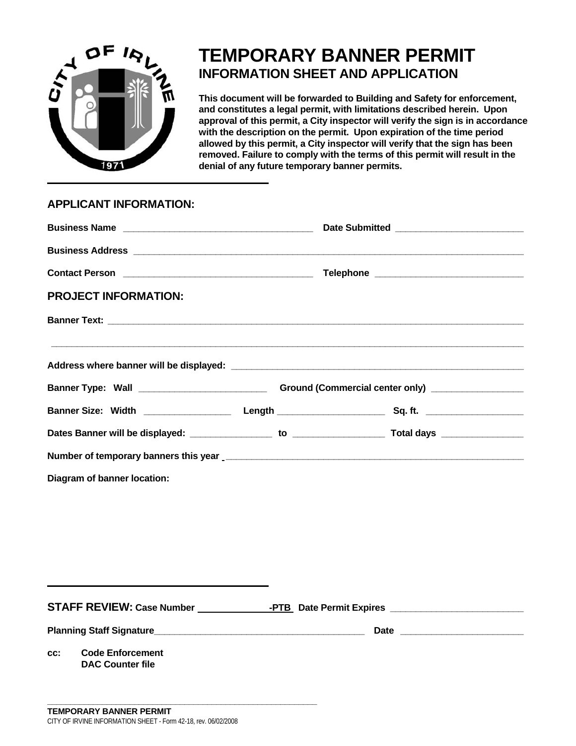# TEMPORARY BANNER PERMIT

## INFORMATION SHEET AND APPLICATION

**This document will be forwarded to Building and Safety for enforcement, and constitutes a legal permit, with limitations described herein. Upon approval of this permit, a City inspector will verify the sign is in accordance with the description on the permit. Upon expiration of the time period allowed by this permit, a City inspector will verify that the sign has been removed. Failure to comply with the terms of this permit will result in the denial of any future temporary banner permits.**

---

### APPLICANT INFORMATION:

**Business Name** ______________________________ **Date Submitted** ____________________

**Business Address** ____________________________________________________________

**Contact Person** ______________________________ **Telephone** ______________________

### PROJECT INFORMATION:

**Banner Text:** ________________________________________________________________

______________________________________________________________________________

**Address where banner will be displayed:** _____________________________________________

**Banner Type: Wall** ____________________ **Ground (Commercial center only)** ______________

**Banner Size: Width** ______________ **Length** _________________ **Sq. ft.** _______________

**Dates Banner will be displayed:** _____________ **to** ______________ **Total days** _____________

**Number of temporary banners this year** _______________________________________________

**Diagram of banner location:**

---

**STAFF REVIEW: Case Number** ____________**-PTB** **Date Permit Expires** ____________________

**Planning Staff Signature**_________________________________ **Date** ____________________

**cc: Code Enforcement**
**DAC Counter file**

---

**TEMPORARY BANNER PERMIT**
CITY OF IRVINE INFORMATION SHEET - Form 42-18, rev. 06/02/2008